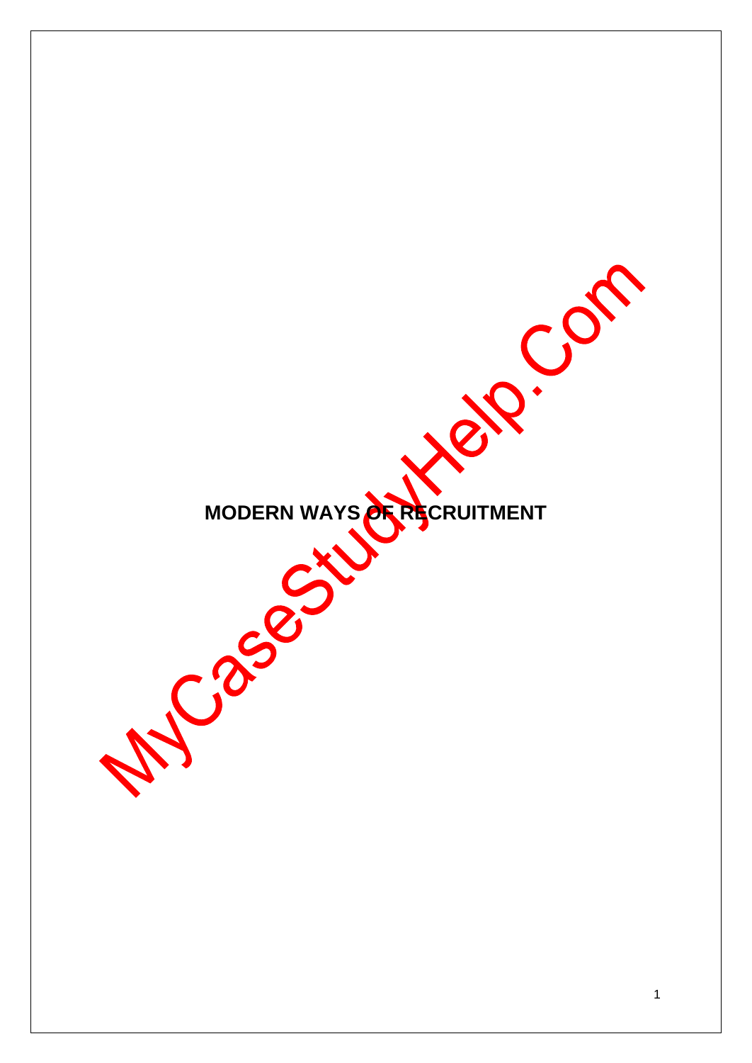# MODERN WAYS OF RECRUITMENT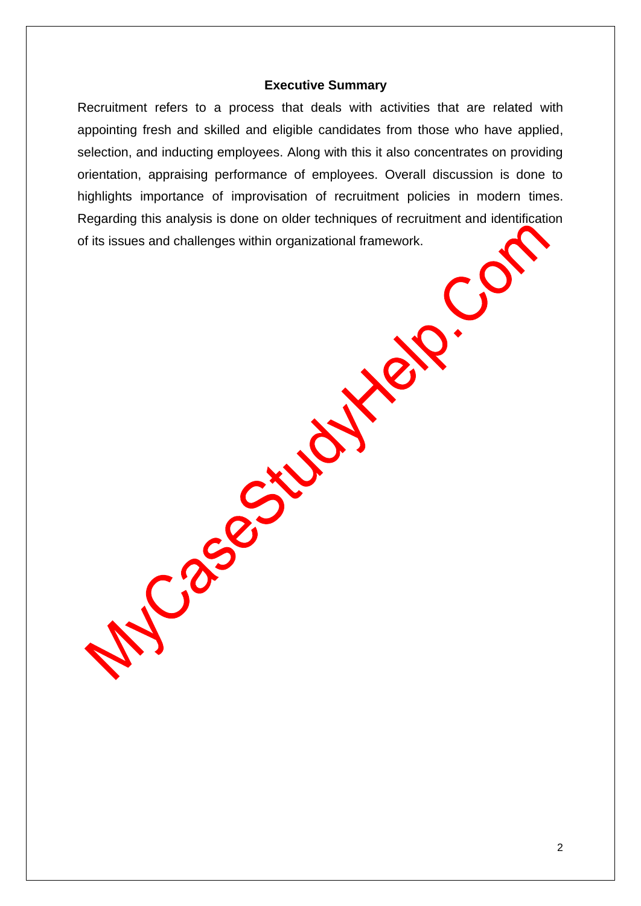## Executive Summary

Recruitment refers to a process that deals with activities that are related with appointing fresh and skilled and eligible candidates from those who have applied, selection, and inducting employees. Along with this it also concentrates on providing orientation, appraising performance of employees. Overall discussion is done to highlights importance of improvisation of recruitment policies in modern times. Regarding this analysis is done on older techniques of recruitment and identification of its issues and challenges within organizational framework.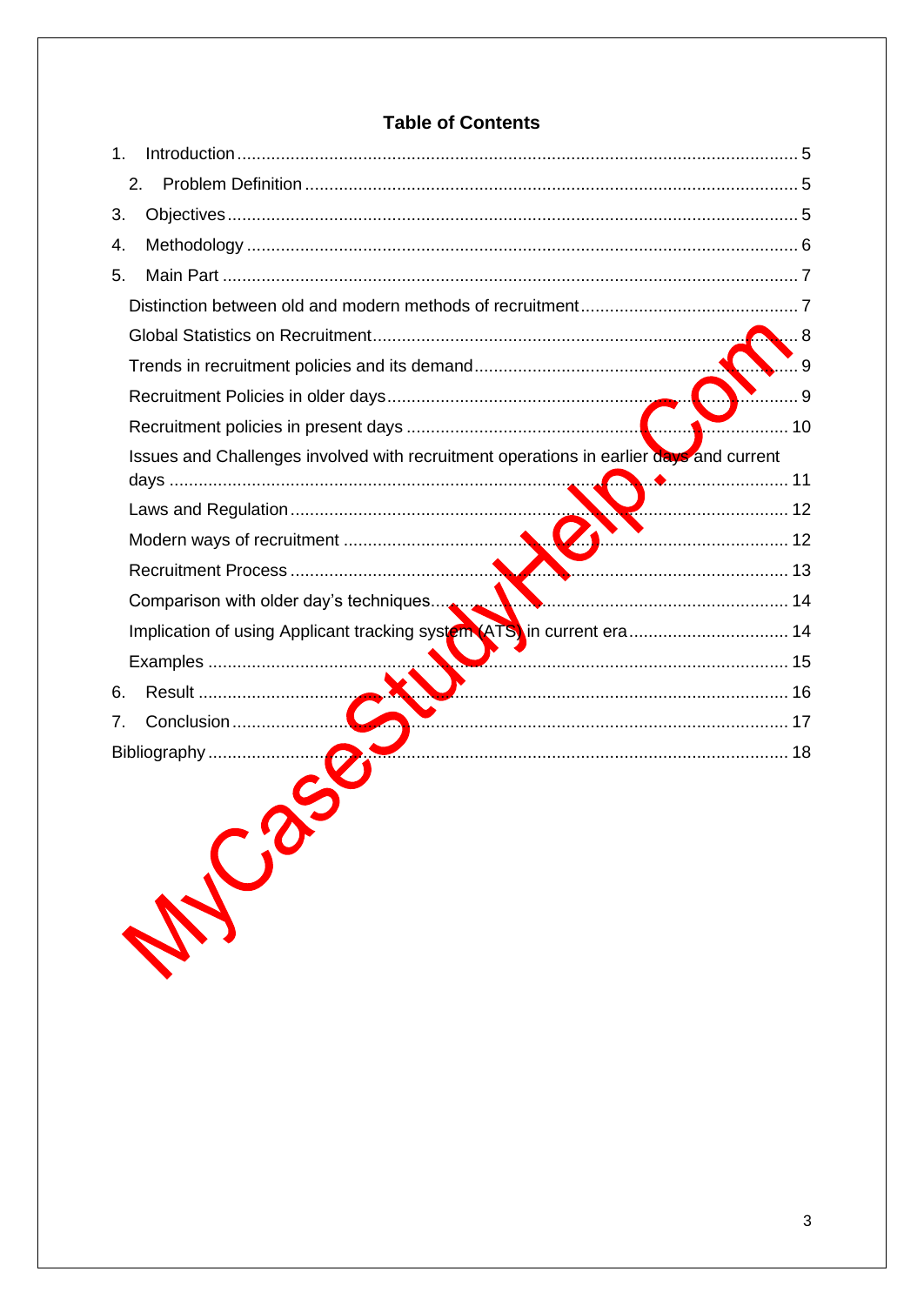## Table of Contents

1. Introduction ... 5
   2. Problem Definition ... 5
3. Objectives ... 5
4. Methodology ... 6
5. Main Part ... 7
   - Distinction between old and modern methods of recruitment ... 7
   - Global Statistics on Recruitment ... 8
   - Trends in recruitment policies and its demand ... 9
   - Recruitment Policies in older days ... 9
   - Recruitment policies in present days ... 10
   - Issues and Challenges involved with recruitment operations in earlier days and current days ... 11
   - Laws and Regulation ... 12
   - Modern ways of recruitment ... 12
   - Recruitment Process ... 13
   - Comparison with older day's techniques ... 14
   - Implication of using Applicant tracking system (ATS) in current era ... 14
   - Examples ... 15
6. Result ... 16
7. Conclusion ... 17

Bibliography ... 18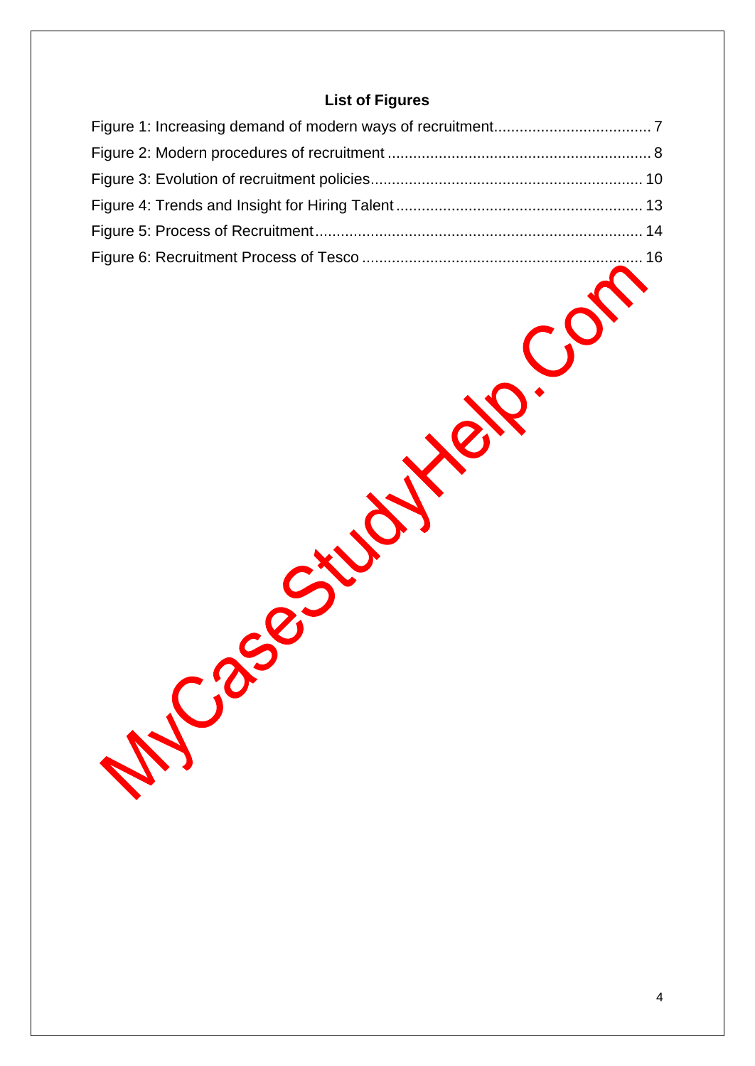## List of Figures

Figure 1: Increasing demand of modern ways of recruitment.................................... 7

Figure 2: Modern procedures of recruitment ............................................................. 8

Figure 3: Evolution of recruitment policies............................................................... 10

Figure 4: Trends and Insight for Hiring Talent ......................................................... 13

Figure 5: Process of Recruitment............................................................................ 14

Figure 6: Recruitment Process of Tesco ................................................................. 16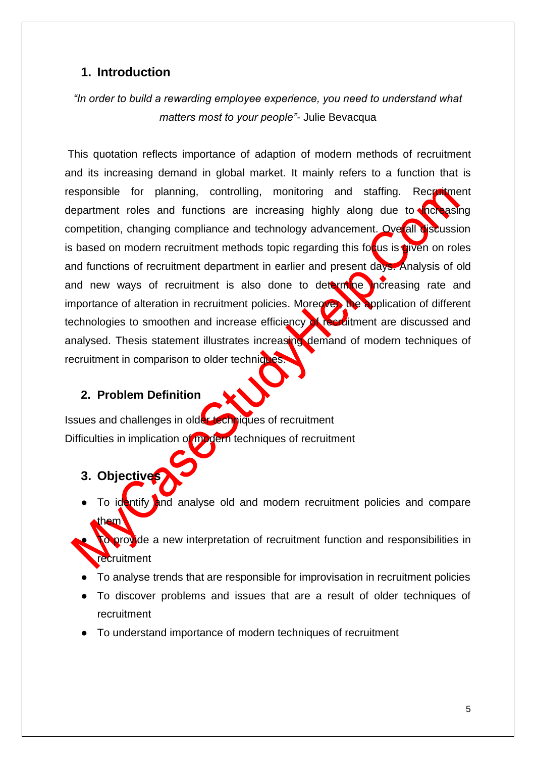## 1. Introduction

*"In order to build a rewarding employee experience, you need to understand what matters most to your people"*- Julie Bevacqua

This quotation reflects importance of adaption of modern methods of recruitment and its increasing demand in global market. It mainly refers to a function that is responsible for planning, controlling, monitoring and staffing. Recruitment department roles and functions are increasing highly along due to increasing competition, changing compliance and technology advancement. Overall discussion is based on modern recruitment methods topic regarding this focus is given on roles and functions of recruitment department in earlier and present days. Analysis of old and new ways of recruitment is also done to determine increasing rate and importance of alteration in recruitment policies. Moreover, the application of different technologies to smoothen and increase efficiency of recruitment are discussed and analysed. Thesis statement illustrates increasing demand of modern techniques of recruitment in comparison to older techniques.

## 2. Problem Definition

Issues and challenges in older techniques of recruitment
Difficulties in implication of modern techniques of recruitment

## 3. Objectives

- To identify and analyse old and modern recruitment policies and compare them
- To provide a new interpretation of recruitment function and responsibilities in recruitment
- To analyse trends that are responsible for improvisation in recruitment policies
- To discover problems and issues that are a result of older techniques of recruitment
- To understand importance of modern techniques of recruitment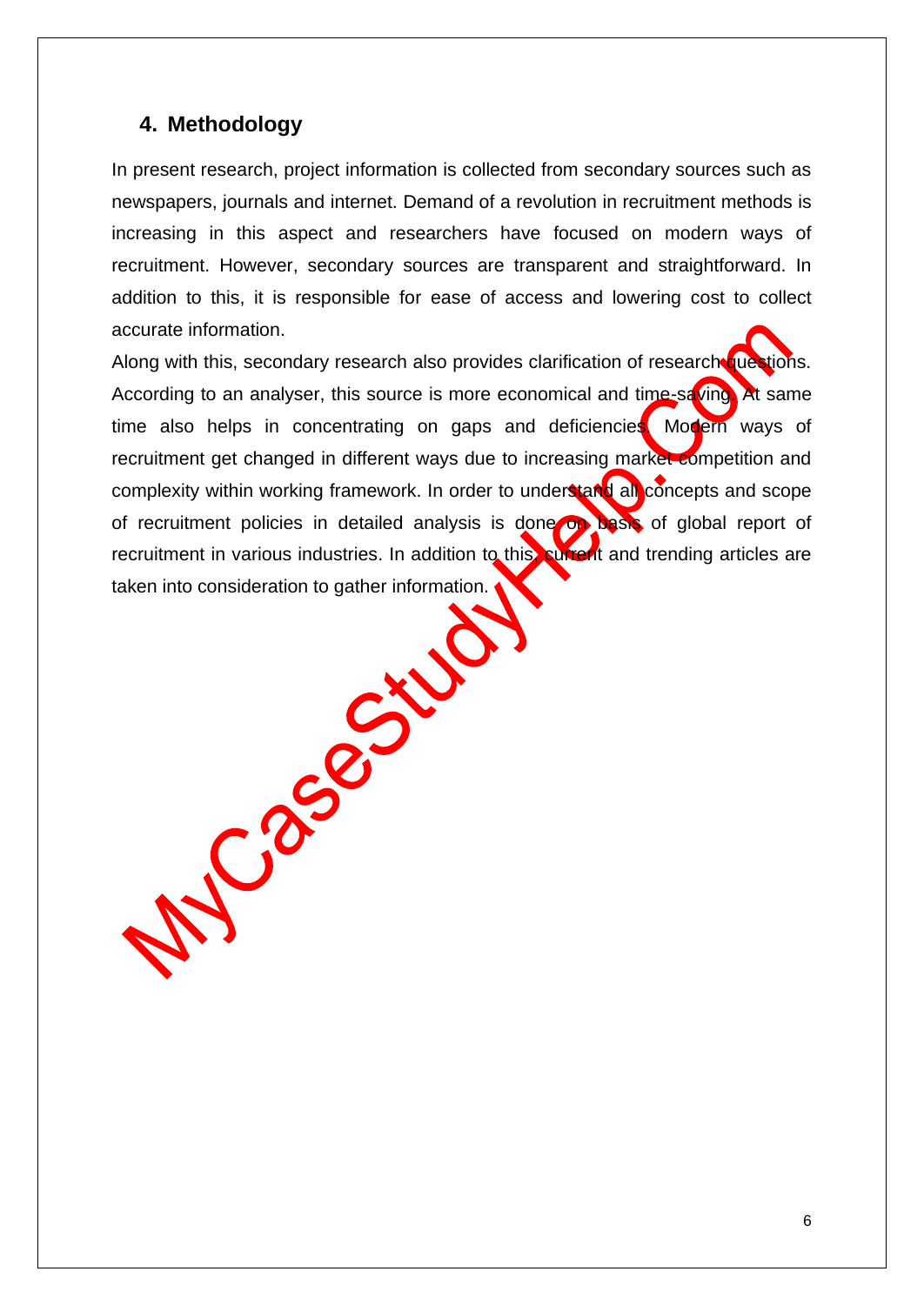## 4. Methodology

In present research, project information is collected from secondary sources such as newspapers, journals and internet. Demand of a revolution in recruitment methods is increasing in this aspect and researchers have focused on modern ways of recruitment. However, secondary sources are transparent and straightforward. In addition to this, it is responsible for ease of access and lowering cost to collect accurate information.

Along with this, secondary research also provides clarification of research questions. According to an analyser, this source is more economical and time-saving. At same time also helps in concentrating on gaps and deficiencies. Modern ways of recruitment get changed in different ways due to increasing market competition and complexity within working framework. In order to understand all concepts and scope of recruitment policies in detailed analysis is done on basis of global report of recruitment in various industries. In addition to this, current and trending articles are taken into consideration to gather information.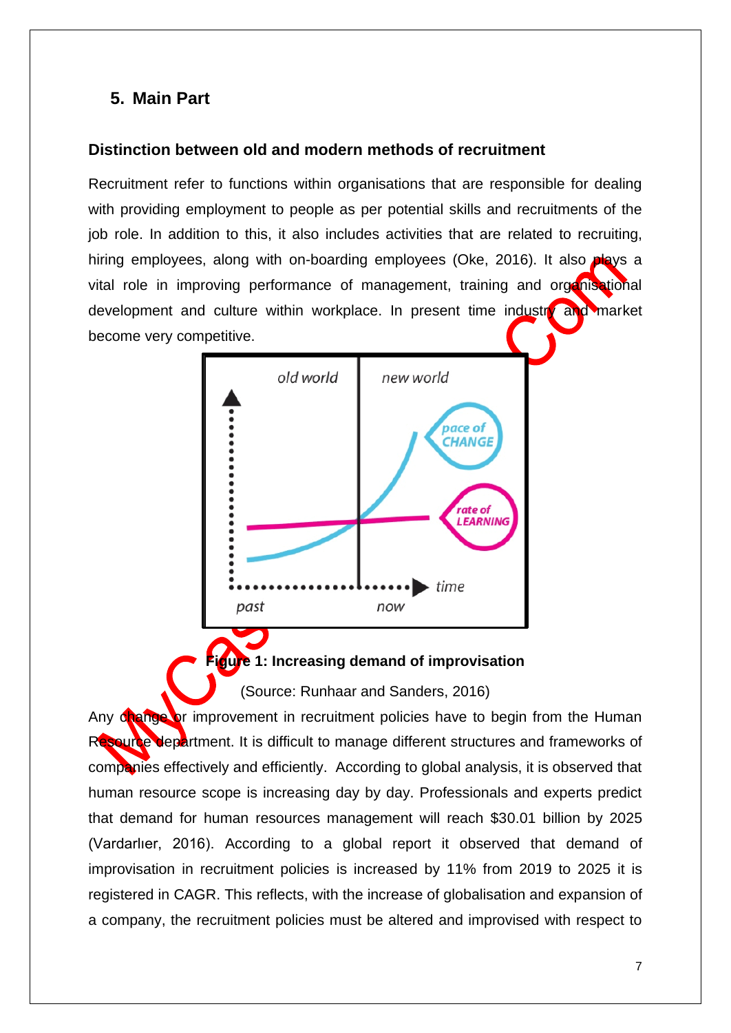## 5. Main Part

### Distinction between old and modern methods of recruitment

Recruitment refer to functions within organisations that are responsible for dealing with providing employment to people as per potential skills and recruitments of the job role. In addition to this, it also includes activities that are related to recruiting, hiring employees, along with on-boarding employees (Oke, 2016). It also plays a vital role in improving performance of management, training and organisational development and culture within workplace. In present time industry and market become very competitive.

**Figure 1: Increasing demand of improvisation**

(Source: Runhaar and Sanders, 2016)

Any change or improvement in recruitment policies have to begin from the Human Resource department. It is difficult to manage different structures and frameworks of companies effectively and efficiently. According to global analysis, it is observed that human resource scope is increasing day by day. Professionals and experts predict that demand for human resources management will reach $30.01 billion by 2025 (Vardarlıer, 2016). According to a global report it observed that demand of improvisation in recruitment policies is increased by 11% from 2019 to 2025 it is registered in CAGR. This reflects, with the increase of globalisation and expansion of a company, the recruitment policies must be altered and improvised with respect to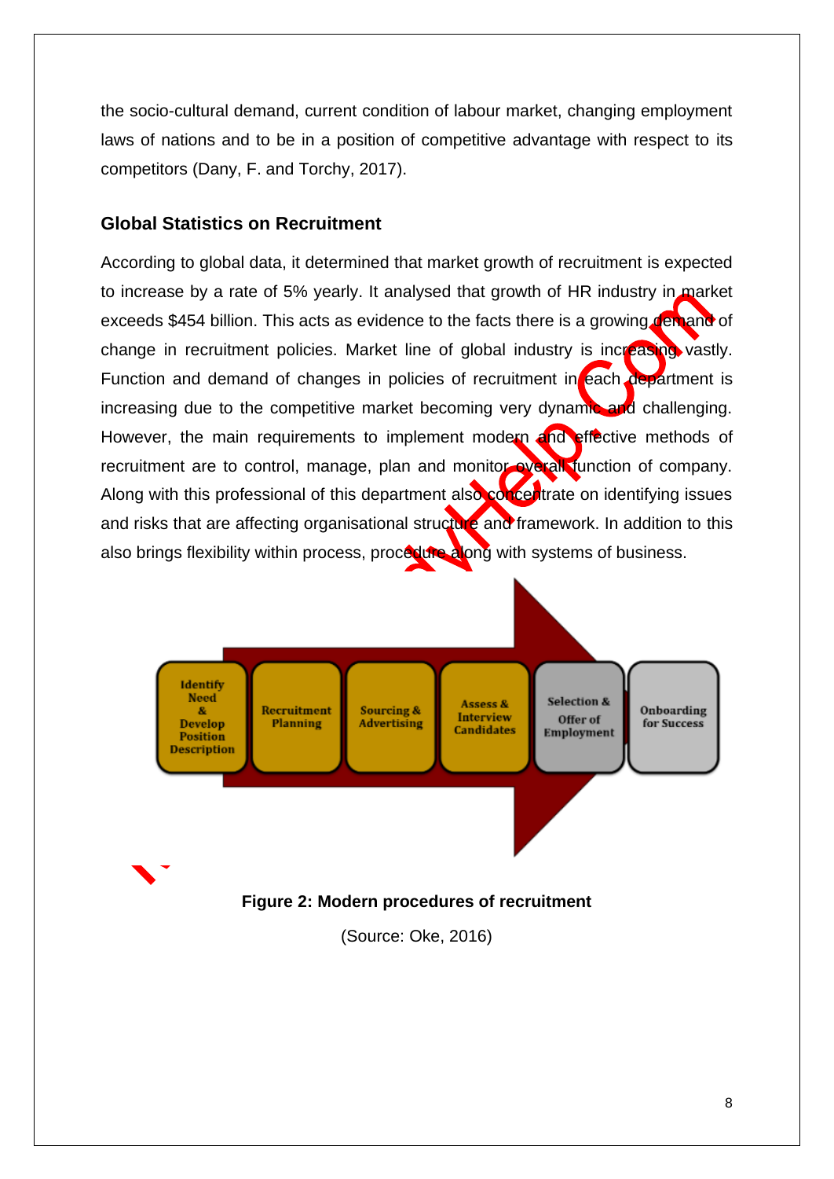the socio-cultural demand, current condition of labour market, changing employment laws of nations and to be in a position of competitive advantage with respect to its competitors (Dany, F. and Torchy, 2017).

### Global Statistics on Recruitment

According to global data, it determined that market growth of recruitment is expected to increase by a rate of 5% yearly. It analysed that growth of HR industry in market exceeds $454 billion. This acts as evidence to the facts there is a growing demand of change in recruitment policies. Market line of global industry is increasing vastly. Function and demand of changes in policies of recruitment in each department is increasing due to the competitive market becoming very dynamic and challenging. However, the main requirements to implement modern and effective methods of recruitment are to control, manage, plan and monitor overall function of company. Along with this professional of this department also concentrate on identifying issues and risks that are affecting organisational structure and framework. In addition to this also brings flexibility within process, procedure along with systems of business.

Identify Need & Develop Position Description → Recruitment Planning → Sourcing & Advertising → Assess & Interview Candidates → Selection & Offer of Employment → Onboarding for Success

**Figure 2: Modern procedures of recruitment**

(Source: Oke, 2016)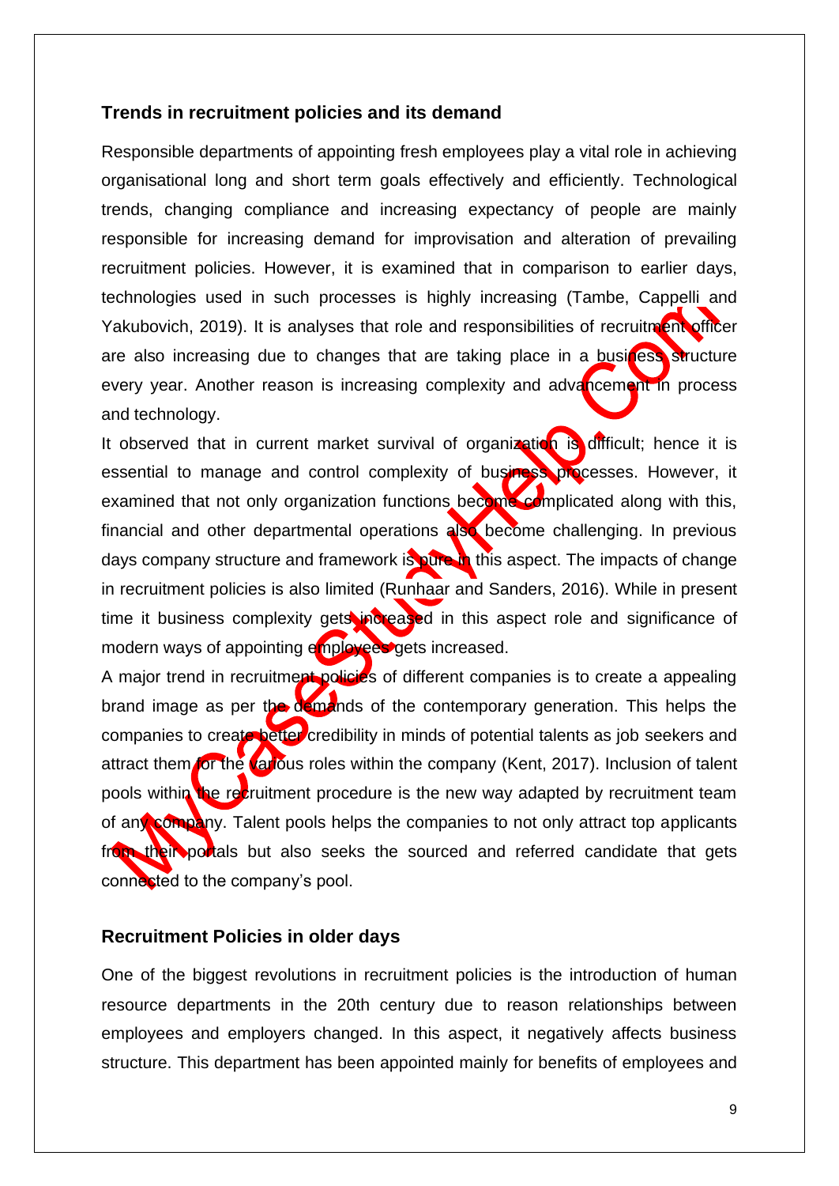## Trends in recruitment policies and its demand

Responsible departments of appointing fresh employees play a vital role in achieving organisational long and short term goals effectively and efficiently. Technological trends, changing compliance and increasing expectancy of people are mainly responsible for increasing demand for improvisation and alteration of prevailing recruitment policies. However, it is examined that in comparison to earlier days, technologies used in such processes is highly increasing (Tambe, Cappelli and Yakubovich, 2019). It is analyses that role and responsibilities of recruitment officer are also increasing due to changes that are taking place in a business structure every year. Another reason is increasing complexity and advancement in process and technology.

It observed that in current market survival of organization is difficult; hence it is essential to manage and control complexity of business processes. However, it examined that not only organization functions become complicated along with this, financial and other departmental operations also become challenging. In previous days company structure and framework is pure in this aspect. The impacts of change in recruitment policies is also limited (Runhaar and Sanders, 2016). While in present time it business complexity gets increased in this aspect role and significance of modern ways of appointing employees gets increased.

A major trend in recruitment policies of different companies is to create a appealing brand image as per the demands of the contemporary generation. This helps the companies to create better credibility in minds of potential talents as job seekers and attract them for the various roles within the company (Kent, 2017). Inclusion of talent pools within the recruitment procedure is the new way adapted by recruitment team of any company. Talent pools helps the companies to not only attract top applicants from their portals but also seeks the sourced and referred candidate that gets connected to the company's pool.

## Recruitment Policies in older days

One of the biggest revolutions in recruitment policies is the introduction of human resource departments in the 20th century due to reason relationships between employees and employers changed. In this aspect, it negatively affects business structure. This department has been appointed mainly for benefits of employees and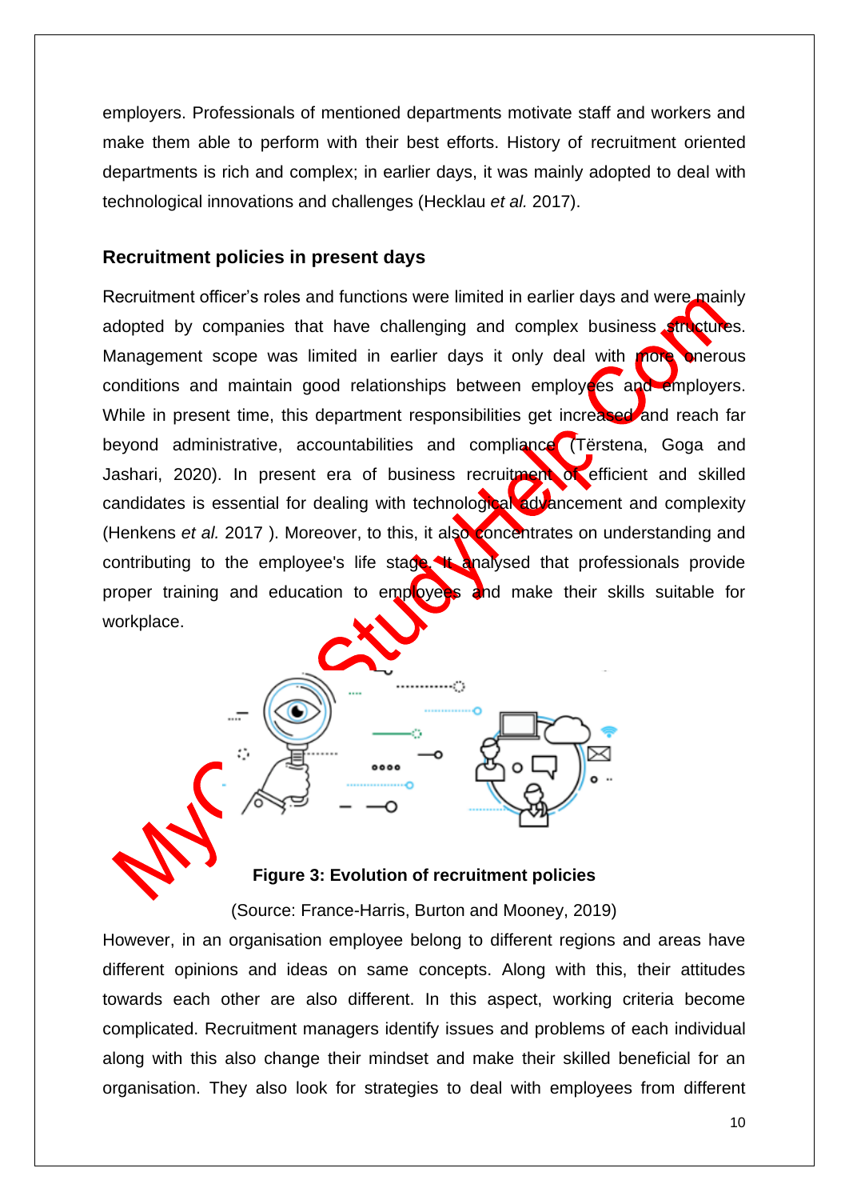employers. Professionals of mentioned departments motivate staff and workers and make them able to perform with their best efforts. History of recruitment oriented departments is rich and complex; in earlier days, it was mainly adopted to deal with technological innovations and challenges (Hecklau *et al.* 2017).

## Recruitment policies in present days

Recruitment officer's roles and functions were limited in earlier days and were mainly adopted by companies that have challenging and complex business structures. Management scope was limited in earlier days it only deal with more onerous conditions and maintain good relationships between employees and employers. While in present time, this department responsibilities get increased and reach far beyond administrative, accountabilities and compliance (Tërstena, Goga and Jashari, 2020). In present era of business recruitment of efficient and skilled candidates is essential for dealing with technological advancement and complexity (Henkens *et al.* 2017 ). Moreover, to this, it also concentrates on understanding and contributing to the employee's life stage. It analysed that professionals provide proper training and education to employees and make their skills suitable for workplace.

**Figure 3: Evolution of recruitment policies**

(Source: France-Harris, Burton and Mooney, 2019)

However, in an organisation employee belong to different regions and areas have different opinions and ideas on same concepts. Along with this, their attitudes towards each other are also different. In this aspect, working criteria become complicated. Recruitment managers identify issues and problems of each individual along with this also change their mindset and make their skilled beneficial for an organisation. They also look for strategies to deal with employees from different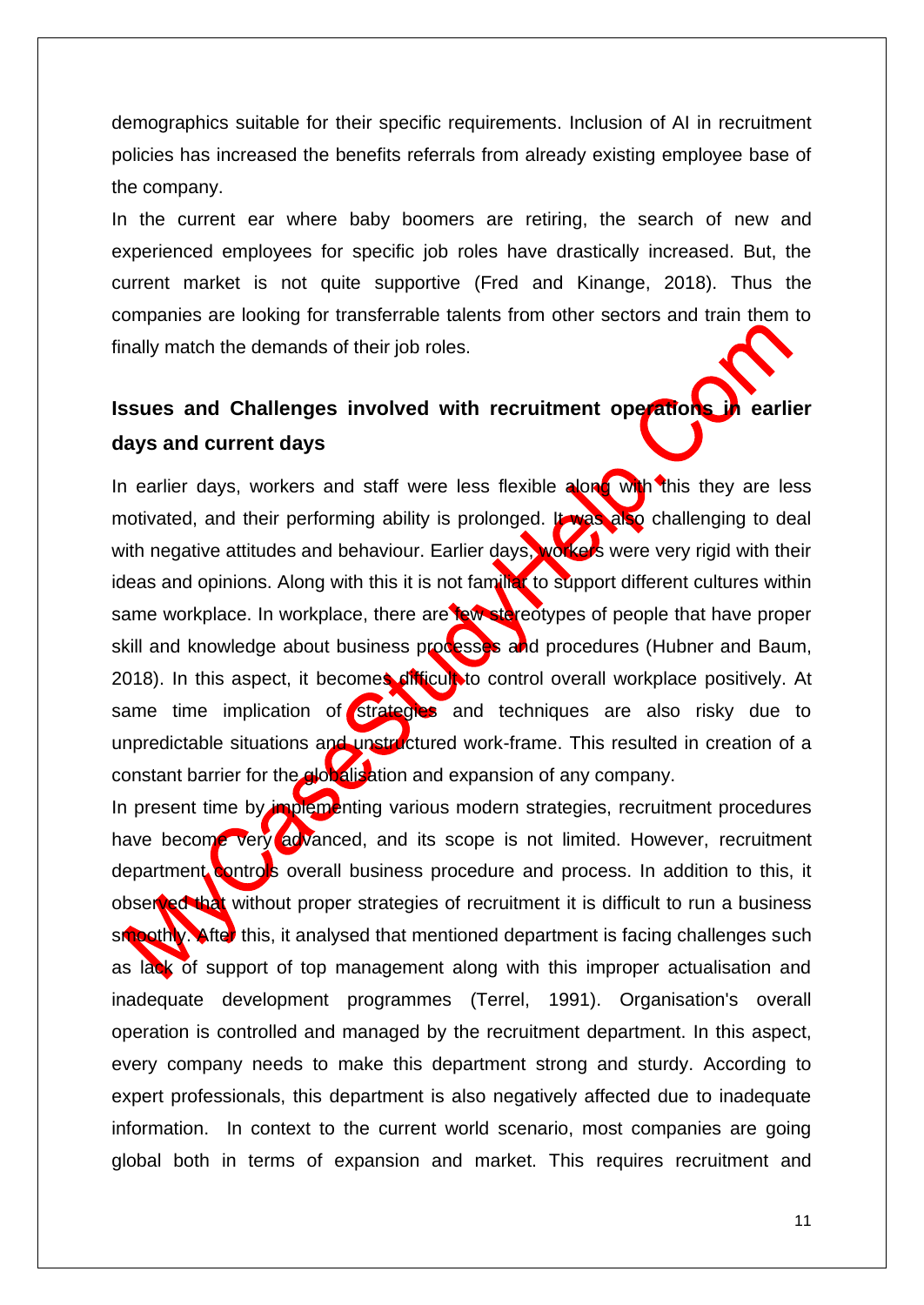demographics suitable for their specific requirements. Inclusion of AI in recruitment policies has increased the benefits referrals from already existing employee base of the company.

In the current ear where baby boomers are retiring, the search of new and experienced employees for specific job roles have drastically increased. But, the current market is not quite supportive (Fred and Kinange, 2018). Thus the companies are looking for transferrable talents from other sectors and train them to finally match the demands of their job roles.

## Issues and Challenges involved with recruitment operations in earlier days and current days

In earlier days, workers and staff were less flexible along with this they are less motivated, and their performing ability is prolonged. It was also challenging to deal with negative attitudes and behaviour. Earlier days, workers were very rigid with their ideas and opinions. Along with this it is not familiar to support different cultures within same workplace. In workplace, there are few stereotypes of people that have proper skill and knowledge about business processes and procedures (Hubner and Baum, 2018). In this aspect, it becomes difficult to control overall workplace positively. At same time implication of strategies and techniques are also risky due to unpredictable situations and unstructured work-frame. This resulted in creation of a constant barrier for the globalisation and expansion of any company.

In present time by implementing various modern strategies, recruitment procedures have become very advanced, and its scope is not limited. However, recruitment department controls overall business procedure and process. In addition to this, it observed that without proper strategies of recruitment it is difficult to run a business smoothly. After this, it analysed that mentioned department is facing challenges such as lack of support of top management along with this improper actualisation and inadequate development programmes (Terrel, 1991). Organisation's overall operation is controlled and managed by the recruitment department. In this aspect, every company needs to make this department strong and sturdy. According to expert professionals, this department is also negatively affected due to inadequate information. In context to the current world scenario, most companies are going global both in terms of expansion and market. This requires recruitment and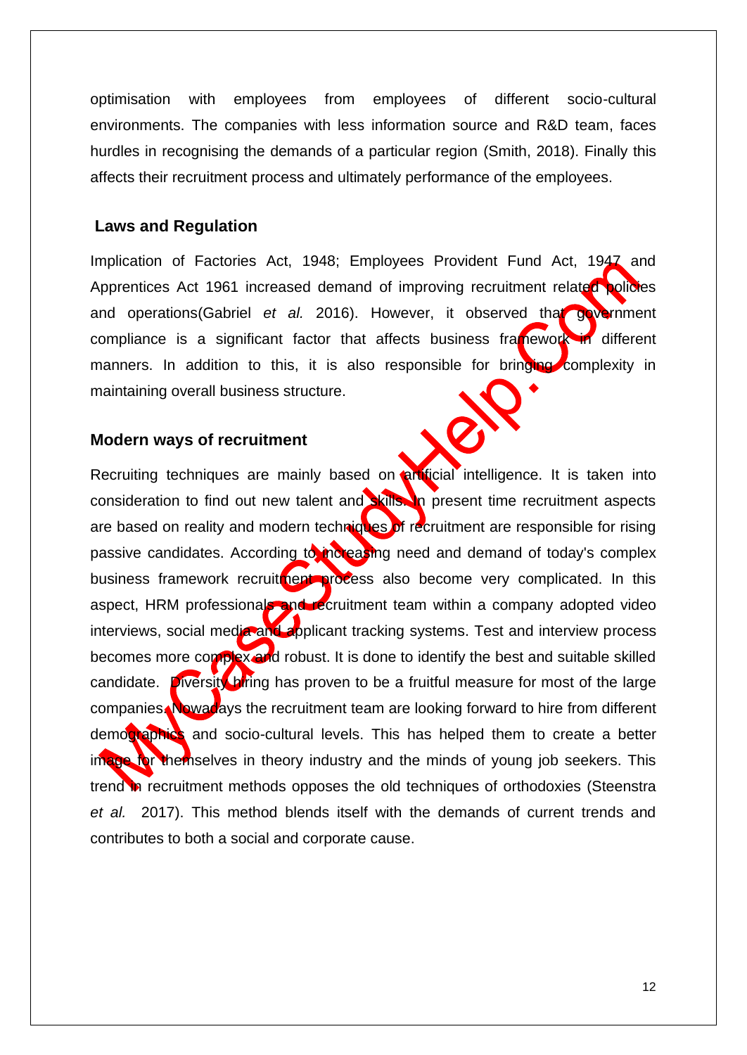optimisation with employees from employees of different socio-cultural environments. The companies with less information source and R&D team, faces hurdles in recognising the demands of a particular region (Smith, 2018). Finally this affects their recruitment process and ultimately performance of the employees.

## Laws and Regulation

Implication of Factories Act, 1948; Employees Provident Fund Act, 1947 and Apprentices Act 1961 increased demand of improving recruitment related policies and operations(Gabriel *et al.* 2016). However, it observed that government compliance is a significant factor that affects business framework in different manners. In addition to this, it is also responsible for bringing complexity in maintaining overall business structure.

## Modern ways of recruitment

Recruiting techniques are mainly based on artificial intelligence. It is taken into consideration to find out new talent and skills. In present time recruitment aspects are based on reality and modern techniques of recruitment are responsible for rising passive candidates. According to increasing need and demand of today's complex business framework recruitment process also become very complicated. In this aspect, HRM professionals and recruitment team within a company adopted video interviews, social media and applicant tracking systems. Test and interview process becomes more complex and robust. It is done to identify the best and suitable skilled candidate. Diversity hiring has proven to be a fruitful measure for most of the large companies. Nowadays the recruitment team are looking forward to hire from different demographics and socio-cultural levels. This has helped them to create a better image for themselves in theory industry and the minds of young job seekers. This trend in recruitment methods opposes the old techniques of orthodoxies (Steenstra *et al.* 2017). This method blends itself with the demands of current trends and contributes to both a social and corporate cause.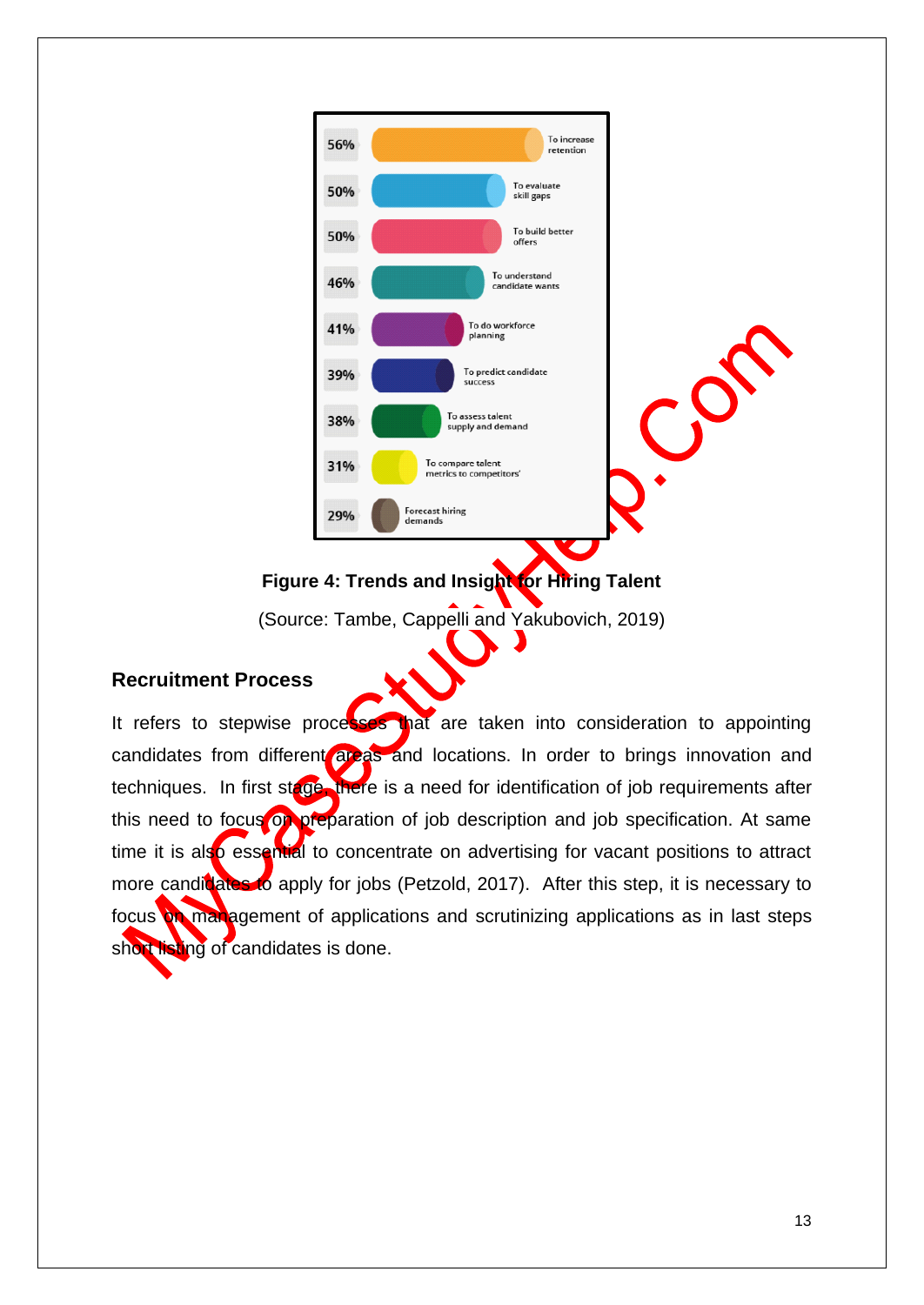Figure 4: Trends and Insight for Hiring Talent

(Source: Tambe, Cappelli and Yakubovich, 2019)

## Recruitment Process

It refers to stepwise processes that are taken into consideration to appointing candidates from different areas and locations. In order to brings innovation and techniques. In first stage, there is a need for identification of job requirements after this need to focus on preparation of job description and job specification. At same time it is also essential to concentrate on advertising for vacant positions to attract more candidates to apply for jobs (Petzold, 2017). After this step, it is necessary to focus on management of applications and scrutinizing applications as in last steps short listing of candidates is done.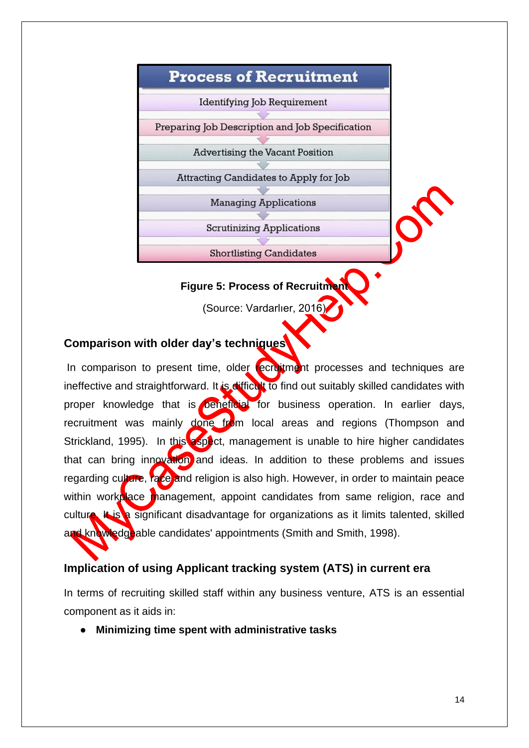**Process of Recruitment**

- Identifying Job Requirement
- Preparing Job Description and Job Specification
- Advertising the Vacant Position
- Attracting Candidates to Apply for Job
- Managing Applications
- Scrutinizing Applications
- Shortlisting Candidates

**Figure 5: Process of Recruitment**

(Source: Vardarlıer, 2016)

### Comparison with older day's techniques

In comparison to present time, older recruitment processes and techniques are ineffective and straightforward. It is difficult to find out suitably skilled candidates with proper knowledge that is beneficial for business operation. In earlier days, recruitment was mainly done from local areas and regions (Thompson and Strickland, 1995). In this aspect, management is unable to hire higher candidates that can bring innovation and ideas. In addition to these problems and issues regarding culture, race and religion is also high. However, in order to maintain peace within workplace management, appoint candidates from same religion, race and culture. It is a significant disadvantage for organizations as it limits talented, skilled and knowledgeable candidates' appointments (Smith and Smith, 1998).

### Implication of using Applicant tracking system (ATS) in current era

In terms of recruiting skilled staff within any business venture, ATS is an essential component as it aids in:

- **Minimizing time spent with administrative tasks**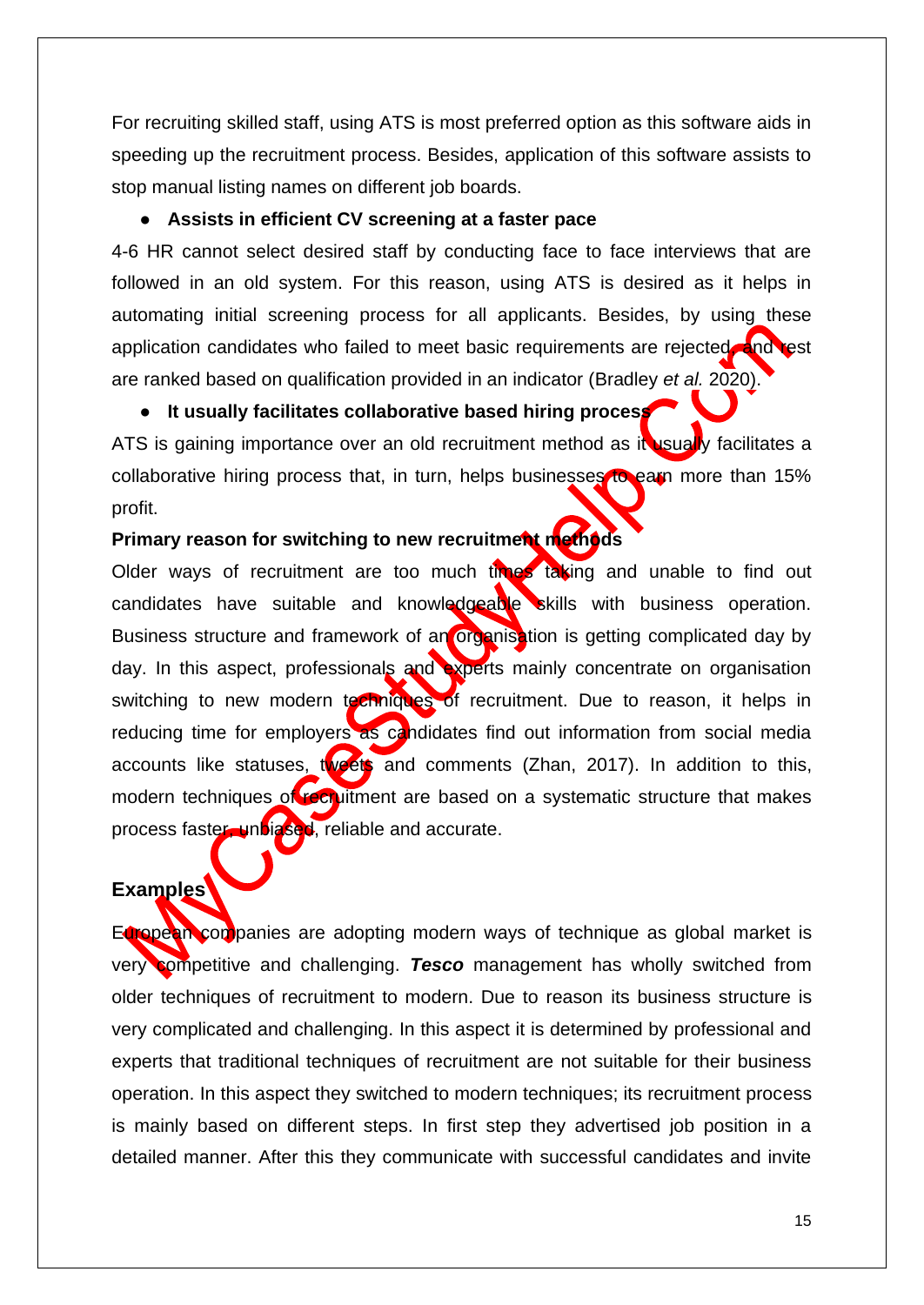For recruiting skilled staff, using ATS is most preferred option as this software aids in speeding up the recruitment process. Besides, application of this software assists to stop manual listing names on different job boards.

- **Assists in efficient CV screening at a faster pace**

4-6 HR cannot select desired staff by conducting face to face interviews that are followed in an old system. For this reason, using ATS is desired as it helps in automating initial screening process for all applicants. Besides, by using these application candidates who failed to meet basic requirements are rejected, and rest are ranked based on qualification provided in an indicator (Bradley *et al.* 2020).

- **It usually facilitates collaborative based hiring process**

ATS is gaining importance over an old recruitment method as it usually facilitates a collaborative hiring process that, in turn, helps businesses to earn more than 15% profit.

**Primary reason for switching to new recruitment methods**

Older ways of recruitment are too much times taking and unable to find out candidates have suitable and knowledgeable skills with business operation. Business structure and framework of an organisation is getting complicated day by day. In this aspect, professionals and experts mainly concentrate on organisation switching to new modern techniques of recruitment. Due to reason, it helps in reducing time for employers as candidates find out information from social media accounts like statuses, tweets and comments (Zhan, 2017). In addition to this, modern techniques of recruitment are based on a systematic structure that makes process faster, unbiased, reliable and accurate.

## Examples

European companies are adopting modern ways of technique as global market is very competitive and challenging. ***Tesco*** management has wholly switched from older techniques of recruitment to modern. Due to reason its business structure is very complicated and challenging. In this aspect it is determined by professional and experts that traditional techniques of recruitment are not suitable for their business operation. In this aspect they switched to modern techniques; its recruitment process is mainly based on different steps. In first step they advertised job position in a detailed manner. After this they communicate with successful candidates and invite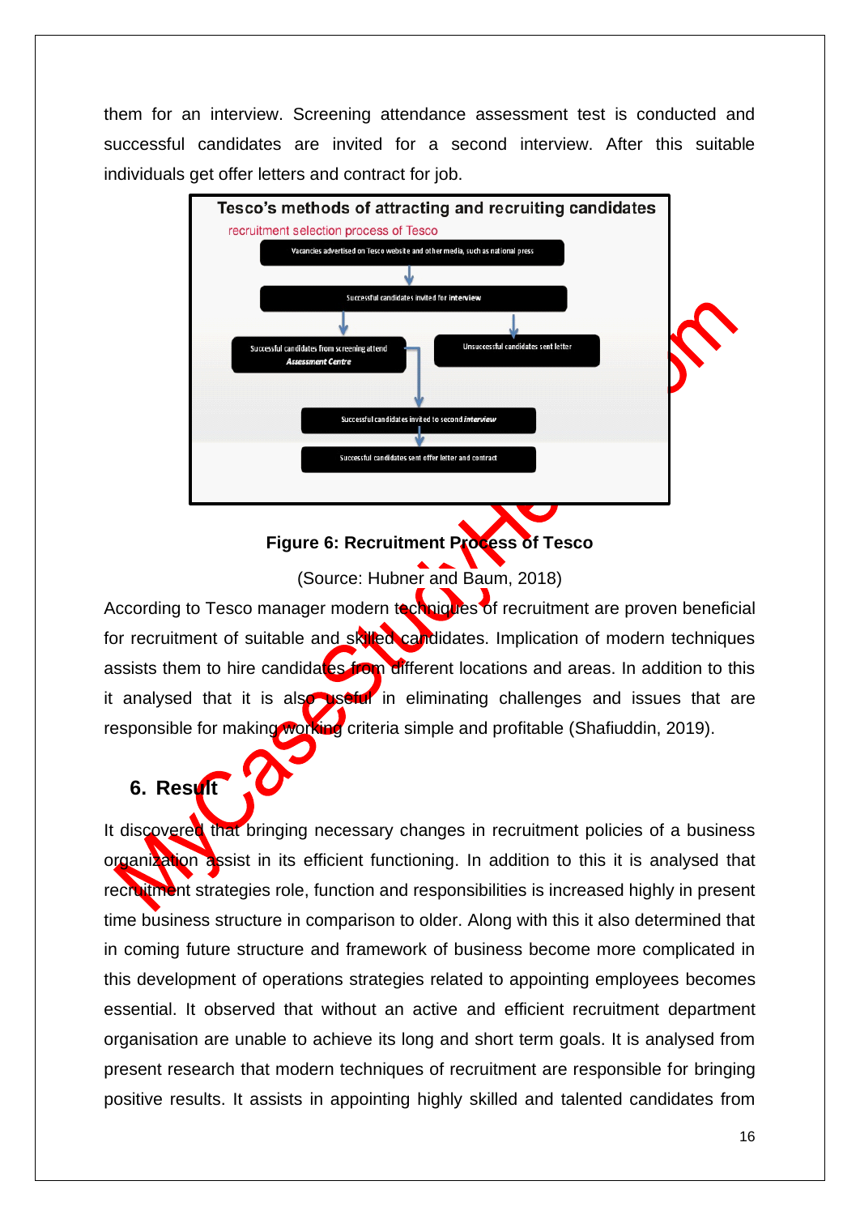them for an interview. Screening attendance assessment test is conducted and successful candidates are invited for a second interview. After this suitable individuals get offer letters and contract for job.

**Tesco's methods of attracting and recruiting candidates**

recruitment selection process of Tesco

- Vacancies advertised on Tesco website and other media, such as national press
- Successful candidates invited for interview
- Successful candidates from screening attend *Assessment Centre*
- Unsuccessful candidates sent letter
- Successful candidates invited to second *interview*
- Successful candidates sent offer letter and contract

**Figure 6: Recruitment Process of Tesco**

(Source: Hubner and Baum, 2018)

According to Tesco manager modern techniques of recruitment are proven beneficial for recruitment of suitable and skilled candidates. Implication of modern techniques assists them to hire candidates from different locations and areas. In addition to this it analysed that it is also useful in eliminating challenges and issues that are responsible for making working criteria simple and profitable (Shafiuddin, 2019).

## 6. Result

It discovered that bringing necessary changes in recruitment policies of a business organization assist in its efficient functioning. In addition to this it is analysed that recruitment strategies role, function and responsibilities is increased highly in present time business structure in comparison to older. Along with this it also determined that in coming future structure and framework of business become more complicated in this development of operations strategies related to appointing employees becomes essential. It observed that without an active and efficient recruitment department organisation are unable to achieve its long and short term goals. It is analysed from present research that modern techniques of recruitment are responsible for bringing positive results. It assists in appointing highly skilled and talented candidates from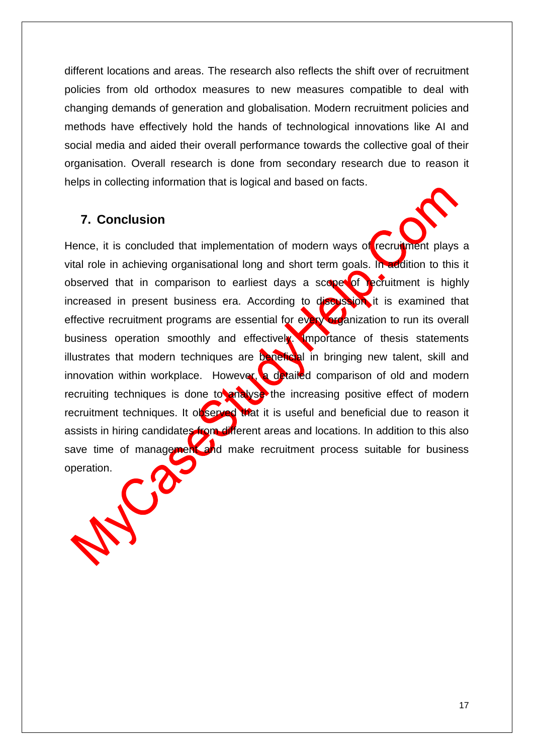different locations and areas. The research also reflects the shift over of recruitment policies from old orthodox measures to new measures compatible to deal with changing demands of generation and globalisation. Modern recruitment policies and methods have effectively hold the hands of technological innovations like AI and social media and aided their overall performance towards the collective goal of their organisation. Overall research is done from secondary research due to reason it helps in collecting information that is logical and based on facts.

## 7. Conclusion

Hence, it is concluded that implementation of modern ways of recruitment plays a vital role in achieving organisational long and short term goals. In addition to this it observed that in comparison to earliest days a scope of recruitment is highly increased in present business era. According to discussion it is examined that effective recruitment programs are essential for every organization to run its overall business operation smoothly and effectively. Importance of thesis statements illustrates that modern techniques are beneficial in bringing new talent, skill and innovation within workplace. However, a detailed comparison of old and modern recruiting techniques is done to analyse the increasing positive effect of modern recruitment techniques. It observed that it is useful and beneficial due to reason it assists in hiring candidates from different areas and locations. In addition to this also save time of management and make recruitment process suitable for business operation.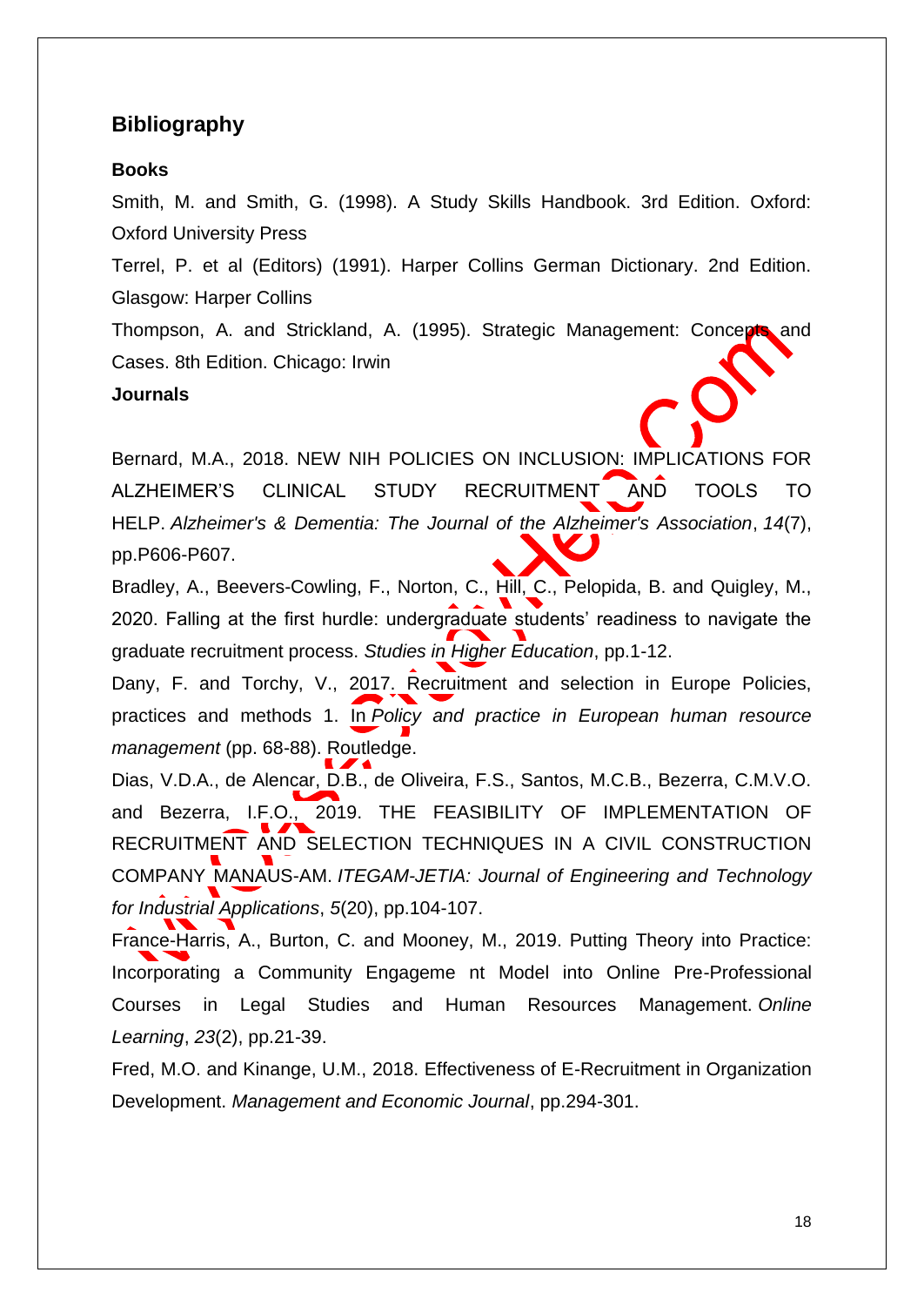## Bibliography

### Books

Smith, M. and Smith, G. (1998). A Study Skills Handbook. 3rd Edition. Oxford: Oxford University Press

Terrel, P. et al (Editors) (1991). Harper Collins German Dictionary. 2nd Edition. Glasgow: Harper Collins

Thompson, A. and Strickland, A. (1995). Strategic Management: Concepts and Cases. 8th Edition. Chicago: Irwin

### Journals

Bernard, M.A., 2018. NEW NIH POLICIES ON INCLUSION: IMPLICATIONS FOR ALZHEIMER'S CLINICAL STUDY RECRUITMENT AND TOOLS TO HELP. *Alzheimer's & Dementia: The Journal of the Alzheimer's Association*, *14*(7), pp.P606-P607.

Bradley, A., Beevers-Cowling, F., Norton, C., Hill, C., Pelopida, B. and Quigley, M., 2020. Falling at the first hurdle: undergraduate students' readiness to navigate the graduate recruitment process. *Studies in Higher Education*, pp.1-12.

Dany, F. and Torchy, V., 2017. Recruitment and selection in Europe Policies, practices and methods 1. In *Policy and practice in European human resource management* (pp. 68-88). Routledge.

Dias, V.D.A., de Alencar, D.B., de Oliveira, F.S., Santos, M.C.B., Bezerra, C.M.V.O. and Bezerra, I.F.O., 2019. THE FEASIBILITY OF IMPLEMENTATION OF RECRUITMENT AND SELECTION TECHNIQUES IN A CIVIL CONSTRUCTION COMPANY MANAUS-AM. *ITEGAM-JETIA: Journal of Engineering and Technology for Industrial Applications*, *5*(20), pp.104-107.

France-Harris, A., Burton, C. and Mooney, M., 2019. Putting Theory into Practice: Incorporating a Community Engageme nt Model into Online Pre-Professional Courses in Legal Studies and Human Resources Management. *Online Learning*, *23*(2), pp.21-39.

Fred, M.O. and Kinange, U.M., 2018. Effectiveness of E-Recruitment in Organization Development. *Management and Economic Journal*, pp.294-301.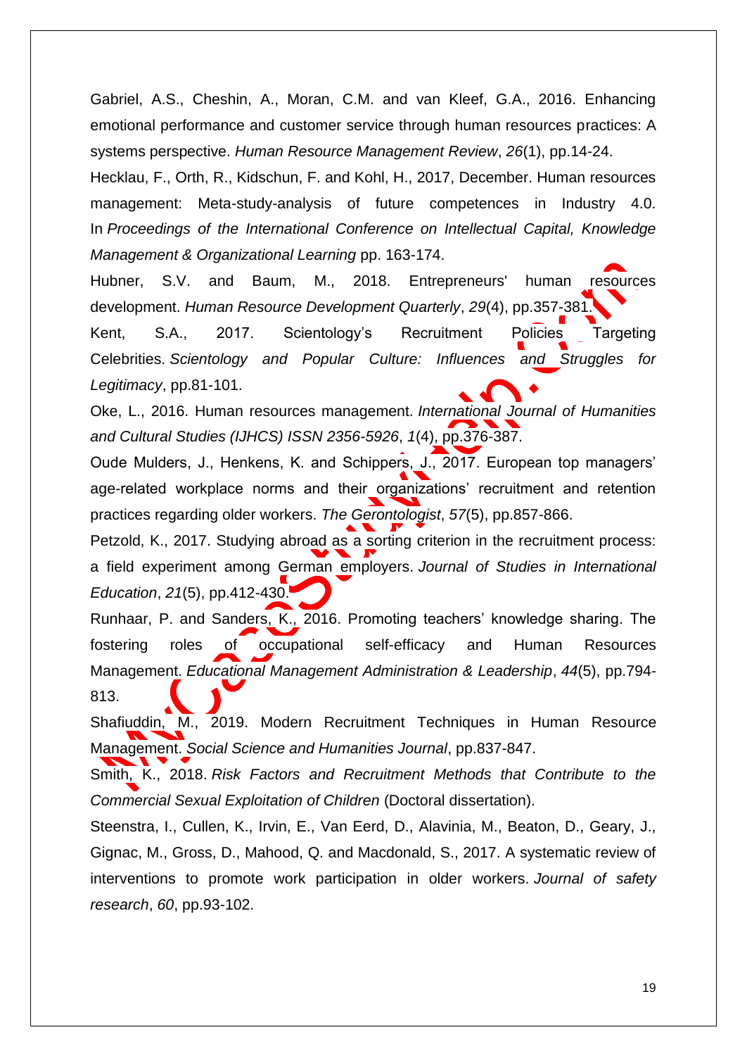Gabriel, A.S., Cheshin, A., Moran, C.M. and van Kleef, G.A., 2016. Enhancing emotional performance and customer service through human resources practices: A systems perspective. *Human Resource Management Review*, *26*(1), pp.14-24.

Hecklau, F., Orth, R., Kidschun, F. and Kohl, H., 2017, December. Human resources management: Meta-study-analysis of future competences in Industry 4.0. In *Proceedings of the International Conference on Intellectual Capital, Knowledge Management & Organizational Learning* pp. 163-174.

Hubner, S.V. and Baum, M., 2018. Entrepreneurs' human resources development. *Human Resource Development Quarterly*, *29*(4), pp.357-381.

Kent, S.A., 2017. Scientology's Recruitment Policies Targeting Celebrities. *Scientology and Popular Culture: Influences and Struggles for Legitimacy*, pp.81-101.

Oke, L., 2016. Human resources management. *International Journal of Humanities and Cultural Studies (IJHCS) ISSN 2356-5926*, *1*(4), pp.376-387.

Oude Mulders, J., Henkens, K. and Schippers, J., 2017. European top managers' age-related workplace norms and their organizations' recruitment and retention practices regarding older workers. *The Gerontologist*, *57*(5), pp.857-866.

Petzold, K., 2017. Studying abroad as a sorting criterion in the recruitment process: a field experiment among German employers. *Journal of Studies in International Education*, *21*(5), pp.412-430.

Runhaar, P. and Sanders, K., 2016. Promoting teachers' knowledge sharing. The fostering roles of occupational self-efficacy and Human Resources Management. *Educational Management Administration & Leadership*, *44*(5), pp.794-813.

Shafiuddin, M., 2019. Modern Recruitment Techniques in Human Resource Management. *Social Science and Humanities Journal*, pp.837-847.

Smith, K., 2018. *Risk Factors and Recruitment Methods that Contribute to the Commercial Sexual Exploitation of Children* (Doctoral dissertation).

Steenstra, I., Cullen, K., Irvin, E., Van Eerd, D., Alavinia, M., Beaton, D., Geary, J., Gignac, M., Gross, D., Mahood, Q. and Macdonald, S., 2017. A systematic review of interventions to promote work participation in older workers. *Journal of safety research*, *60*, pp.93-102.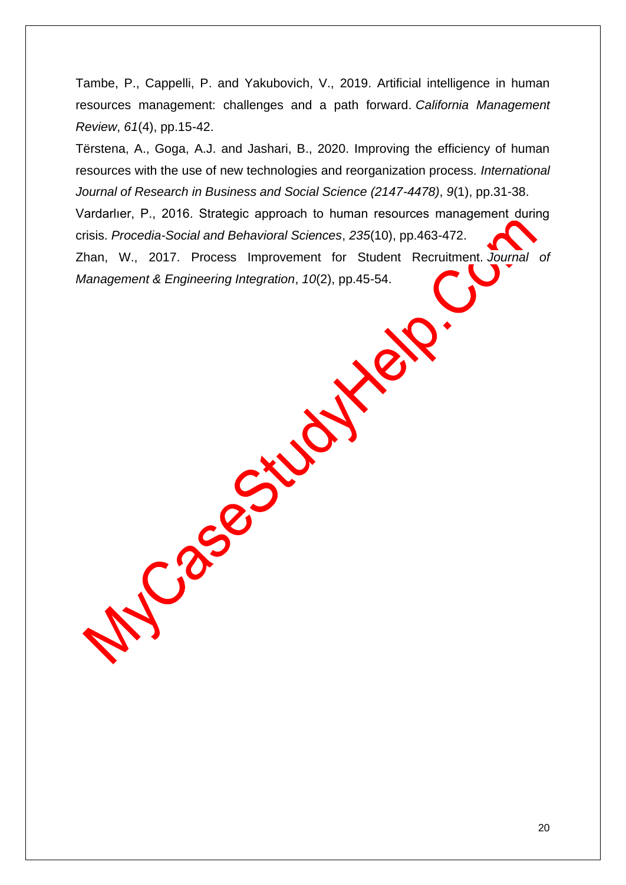Tambe, P., Cappelli, P. and Yakubovich, V., 2019. Artificial intelligence in human resources management: challenges and a path forward. *California Management Review*, *61*(4), pp.15-42.

Tërstena, A., Goga, A.J. and Jashari, B., 2020. Improving the efficiency of human resources with the use of new technologies and reorganization process. *International Journal of Research in Business and Social Science (2147-4478)*, *9*(1), pp.31-38.

Vardarlıer, P., 2016. Strategic approach to human resources management during crisis. *Procedia-Social and Behavioral Sciences*, *235*(10), pp.463-472.

Zhan, W., 2017. Process Improvement for Student Recruitment. *Journal of Management & Engineering Integration*, *10*(2), pp.45-54.